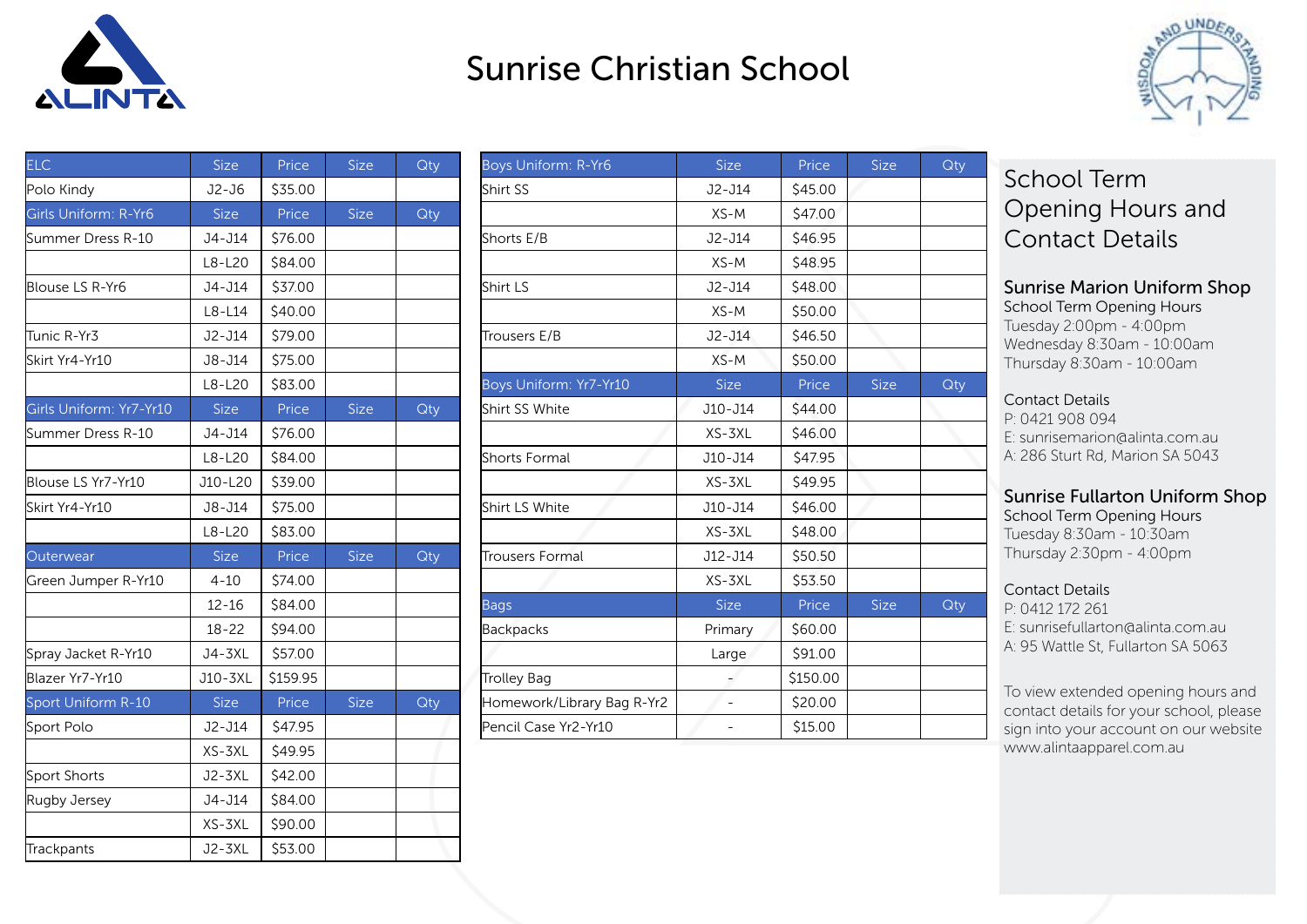# Sunrise Christian School

| ELC | Size | Price | Size | Qty |
|---|---|---|---|---|
| Polo Kindy | J2-J6 | $35.00 | | |
| **Girls Uniform: R-Yr6** | **Size** | **Price** | **Size** | **Qty** |
| Summer Dress R-10 | J4-J14 | $76.00 | | |
| | L8-L20 | $84.00 | | |
| Blouse LS R-Yr6 | J4-J14 | $37.00 | | |
| | L8-L14 | $40.00 | | |
| Tunic R-Yr3 | J2-J14 | $79.00 | | |
| Skirt Yr4-Yr10 | J8-J14 | $75.00 | | |
| | L8-L20 | $83.00 | | |
| **Girls Uniform: Yr7-Yr10** | **Size** | **Price** | **Size** | **Qty** |
| Summer Dress R-10 | J4-J14 | $76.00 | | |
| | L8-L20 | $84.00 | | |
| Blouse LS Yr7-Yr10 | J10-L20 | $39.00 | | |
| Skirt Yr4-Yr10 | J8-J14 | $75.00 | | |
| | L8-L20 | $83.00 | | |
| **Outerwear** | **Size** | **Price** | **Size** | **Qty** |
| Green Jumper R-Yr10 | 4-10 | $74.00 | | |
| | 12-16 | $84.00 | | |
| | 18-22 | $94.00 | | |
| Spray Jacket R-Yr10 | J4-3XL | $57.00 | | |
| Blazer Yr7-Yr10 | J10-3XL | $159.95 | | |
| **Sport Uniform R-10** | **Size** | **Price** | **Size** | **Qty** |
| Sport Polo | J2-J14 | $47.95 | | |
| | XS-3XL | $49.95 | | |
| Sport Shorts | J2-3XL | $42.00 | | |
| Rugby Jersey | J4-J14 | $84.00 | | |
| | XS-3XL | $90.00 | | |
| Trackpants | J2-3XL | $53.00 | | |

| Boys Uniform: R-Yr6 | Size | Price | Size | Qty |
|---|---|---|---|---|
| Shirt SS | J2-J14 | $45.00 | | |
| | XS-M | $47.00 | | |
| Shorts E/B | J2-J14 | $46.95 | | |
| | XS-M | $48.95 | | |
| Shirt LS | J2-J14 | $48.00 | | |
| | XS-M | $50.00 | | |
| Trousers E/B | J2-J14 | $46.50 | | |
| | XS-M | $50.00 | | |
| **Boys Uniform: Yr7-Yr10** | **Size** | **Price** | **Size** | **Qty** |
| Shirt SS White | J10-J14 | $44.00 | | |
| | XS-3XL | $46.00 | | |
| Shorts Formal | J10-J14 | $47.95 | | |
| | XS-3XL | $49.95 | | |
| Shirt LS White | J10-J14 | $46.00 | | |
| | XS-3XL | $48.00 | | |
| Trousers Formal | J12-J14 | $50.50 | | |
| | XS-3XL | $53.50 | | |
| **Bags** | **Size** | **Price** | **Size** | **Qty** |
| Backpacks | Primary | $60.00 | | |
| | Large | $91.00 | | |
| Trolley Bag | - | $150.00 | | |
| Homework/Library Bag R-Yr2 | - | $20.00 | | |
| Pencil Case Yr2-Yr10 | - | $15.00 | | |

## School Term Opening Hours and Contact Details

### Sunrise Marion Uniform Shop

School Term Opening Hours
Tuesday 2:00pm - 4:00pm
Wednesday 8:30am - 10:00am
Thursday 8:30am - 10:00am

Contact Details
P: 0421 908 094
E: sunrisemarion@alinta.com.au
A: 286 Sturt Rd, Marion SA 5043

### Sunrise Fullarton Uniform Shop

School Term Opening Hours
Tuesday 8:30am - 10:30am
Thursday 2:30pm - 4:00pm

Contact Details
P: 0412 172 261
E: sunrisefullarton@alinta.com.au
A: 95 Wattle St, Fullarton SA 5063

To view extended opening hours and contact details for your school, please sign into your account on our website www.alintaapparel.com.au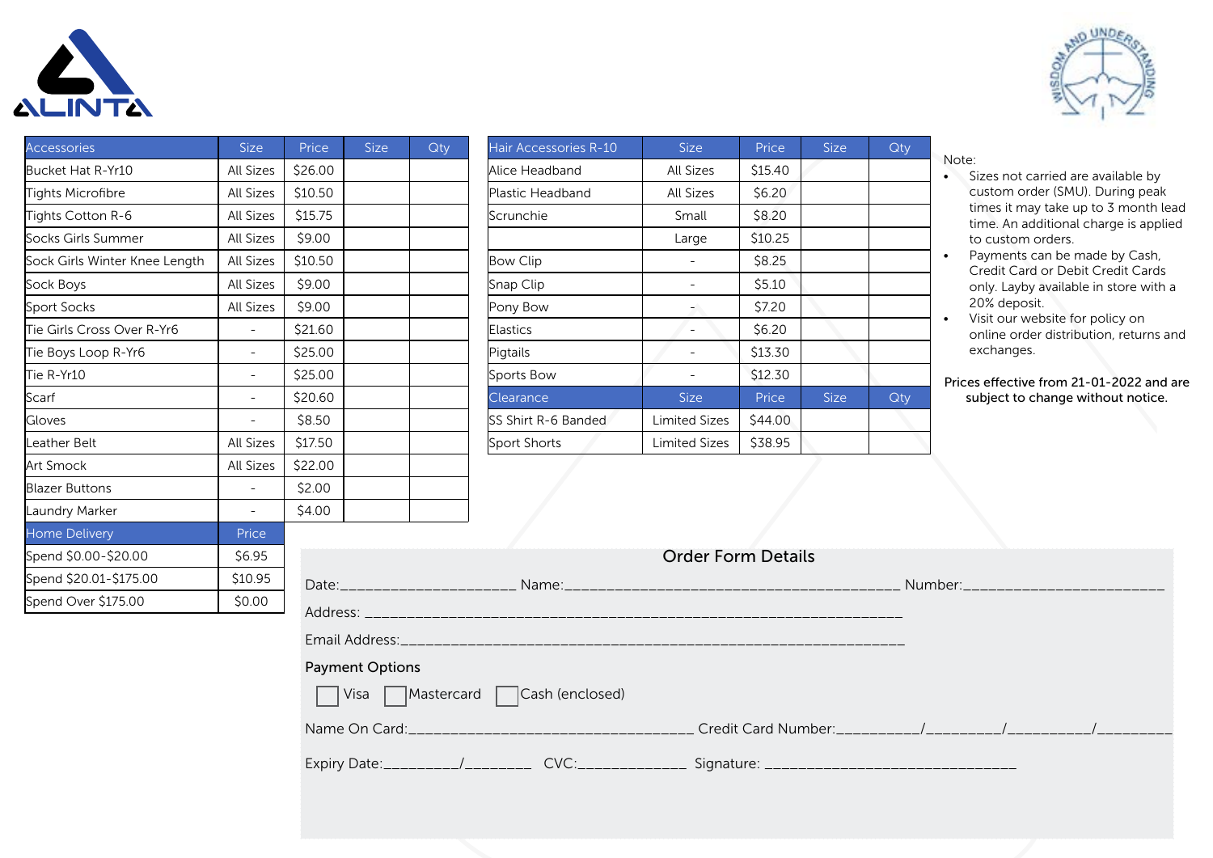ALINTA

WISDOM AND UNDERSTANDING

| Accessories | Size | Price | Size | Qty |
|---|---|---|---|---|
| Bucket Hat R-Yr10 | All Sizes | $26.00 | | |
| Tights Microfibre | All Sizes | $10.50 | | |
| Tights Cotton R-6 | All Sizes | $15.75 | | |
| Socks Girls Summer | All Sizes | $9.00 | | |
| Sock Girls Winter Knee Length | All Sizes | $10.50 | | |
| Sock Boys | All Sizes | $9.00 | | |
| Sport Socks | All Sizes | $9.00 | | |
| Tie Girls Cross Over R-Yr6 | - | $21.60 | | |
| Tie Boys Loop R-Yr6 | - | $25.00 | | |
| Tie R-Yr10 | - | $25.00 | | |
| Scarf | - | $20.60 | | |
| Gloves | - | $8.50 | | |
| Leather Belt | All Sizes | $17.50 | | |
| Art Smock | All Sizes | $22.00 | | |
| Blazer Buttons | - | $2.00 | | |
| Laundry Marker | - | $4.00 | | |

| Home Delivery | Price |
|---|---|
| Spend $0.00-$20.00 | $6.95 |
| Spend $20.01-$175.00 | $10.95 |
| Spend Over $175.00 | $0.00 |

| Hair Accessories R-10 | Size | Price | Size | Qty |
|---|---|---|---|---|
| Alice Headband | All Sizes | $15.40 | | |
| Plastic Headband | All Sizes | $6.20 | | |
| Scrunchie | Small | $8.20 | | |
| | Large | $10.25 | | |
| Bow Clip | - | $8.25 | | |
| Snap Clip | - | $5.10 | | |
| Pony Bow | - | $7.20 | | |
| Elastics | - | $6.20 | | |
| Pigtails | - | $13.30 | | |
| Sports Bow | - | $12.30 | | |
| **Clearance** | **Size** | **Price** | **Size** | **Qty** |
| SS Shirt R-6 Banded | Limited Sizes | $44.00 | | |
| Sport Shorts | Limited Sizes | $38.95 | | |

Note:

- Sizes not carried are available by custom order (SMU). During peak times it may take up to 3 month lead time. An additional charge is applied to custom orders.
- Payments can be made by Cash, Credit Card or Debit Credit Cards only. Layby available in store with a 20% deposit.
- Visit our website for policy on online order distribution, returns and exchanges.

Prices effective from 21-01-2022 and are subject to change without notice.

## Order Form Details

Date:____________________ Name:______________________________________ Number:______________________

Address: ____________________________________________________________

Email Address:_________________________________________________________

**Payment Options**

☐ Visa ☐ Mastercard ☐ Cash (enclosed)

Name On Card:________________________________ Credit Card Number:__________/_________/__________/_________

Expiry Date:_________/________ CVC:_____________ Signature: ______________________________